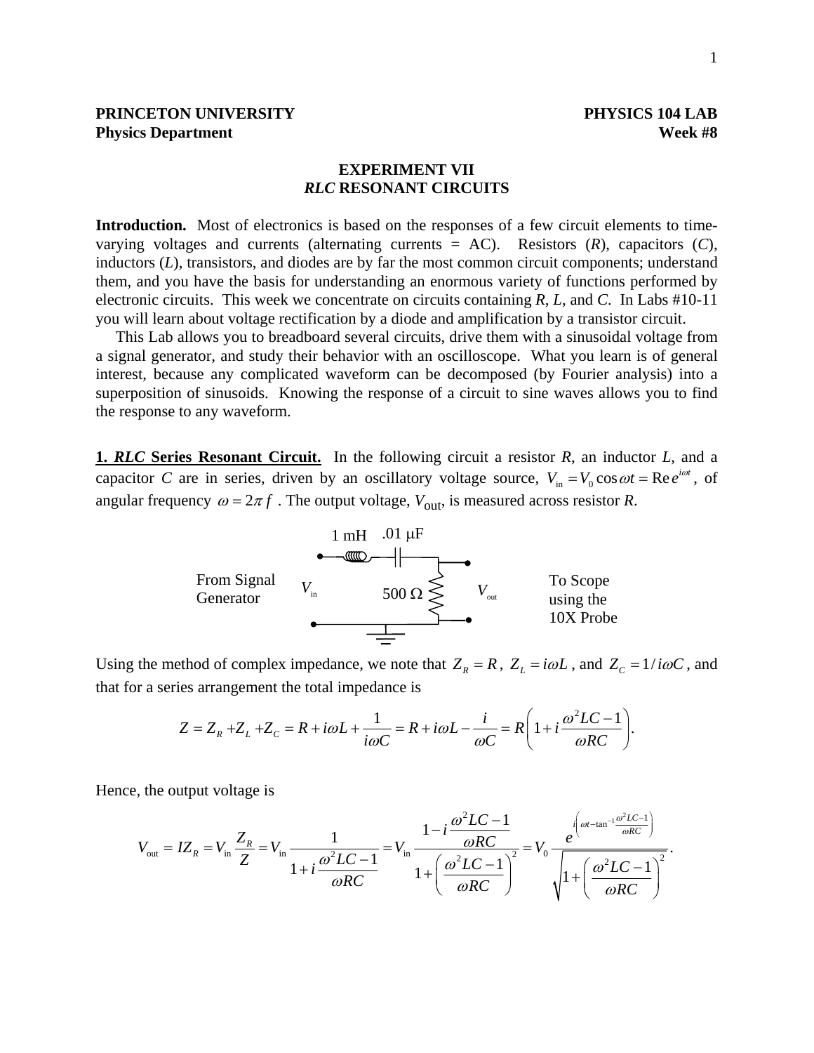**PRINCETON UNIVERSITY** **PHYSICS 104 LAB**
**Physics Department** **Week #8**

# EXPERIMENT VII
## *RLC* RESONANT CIRCUITS

**Introduction.** Most of electronics is based on the responses of a few circuit elements to time-varying voltages and currents (alternating currents = AC). Resistors (*R*), capacitors (*C*), inductors (*L*), transistors, and diodes are by far the most common circuit components; understand them, and you have the basis for understanding an enormous variety of functions performed by electronic circuits. This week we concentrate on circuits containing *R*, *L*, and *C*. In Labs #10-11 you will learn about voltage rectification by a diode and amplification by a transistor circuit.

This Lab allows you to breadboard several circuits, drive them with a sinusoidal voltage from a signal generator, and study their behavior with an oscilloscope. What you learn is of general interest, because any complicated waveform can be decomposed (by Fourier analysis) into a superposition of sinusoids. Knowing the response of a circuit to sine waves allows you to find the response to any waveform.

**1. *RLC* Series Resonant Circuit.** In the following circuit a resistor *R*, an inductor *L*, and a capacitor *C* are in series, driven by an oscillatory voltage source, $V_{\text{in}} = V_0 \cos \omega t = \text{Re}\, e^{i\omega t}$, of angular frequency $\omega = 2\pi f$. The output voltage, $V_{\text{out}}$, is measured across resistor *R*.

From Signal Generator — $V_{\text{in}}$ — 1 mH — .01 μF — 500 Ω — $V_{\text{out}}$ — To Scope using the 10X Probe

Using the method of complex impedance, we note that $Z_R = R$, $Z_L = i\omega L$, and $Z_C = 1/i\omega C$, and that for a series arrangement the total impedance is

$$Z = Z_R + Z_L + Z_C = R + i\omega L + \frac{1}{i\omega C} = R + i\omega L - \frac{i}{\omega C} = R\left(1 + i\frac{\omega^2 LC - 1}{\omega RC}\right).$$

Hence, the output voltage is

$$V_{\text{out}} = IZ_R = V_{\text{in}}\frac{Z_R}{Z} = V_{\text{in}}\frac{1}{1 + i\dfrac{\omega^2 LC - 1}{\omega RC}} = V_{\text{in}}\frac{1 - i\dfrac{\omega^2 LC - 1}{\omega RC}}{1 + \left(\dfrac{\omega^2 LC - 1}{\omega RC}\right)^2} = V_0\frac{e^{i\left(\omega t - \tan^{-1}\frac{\omega^2 LC - 1}{\omega RC}\right)}}{\sqrt{1 + \left(\dfrac{\omega^2 LC - 1}{\omega RC}\right)^2}}.$$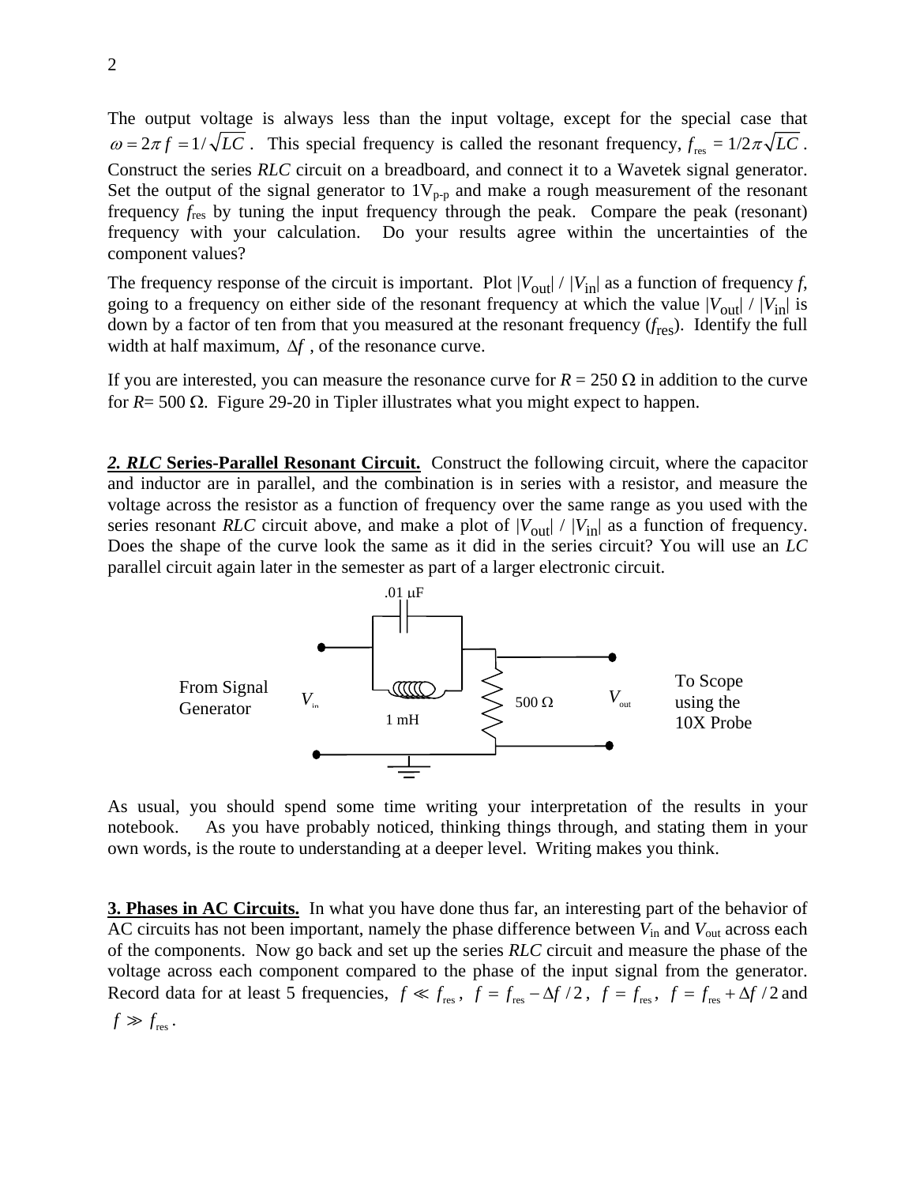The output voltage is always less than the input voltage, except for the special case that $\omega = 2\pi f = 1/\sqrt{LC}$. This special frequency is called the resonant frequency, $f_{res} = 1/2\pi\sqrt{LC}$. Construct the series *RLC* circuit on a breadboard, and connect it to a Wavetek signal generator. Set the output of the signal generator to $1V_{p-p}$ and make a rough measurement of the resonant frequency $f_{res}$ by tuning the input frequency through the peak. Compare the peak (resonant) frequency with your calculation. Do your results agree within the uncertainties of the component values?

The frequency response of the circuit is important. Plot $|V_{out}| / |V_{in}|$ as a function of frequency $f$, going to a frequency on either side of the resonant frequency at which the value $|V_{out}| / |V_{in}|$ is down by a factor of ten from that you measured at the resonant frequency ($f_{res}$). Identify the full width at half maximum, $\Delta f$, of the resonance curve.

If you are interested, you can measure the resonance curve for $R = 250\ \Omega$ in addition to the curve for $R = 500\ \Omega$. Figure 29-20 in Tipler illustrates what you might expect to happen.

***2. RLC* Series-Parallel Resonant Circuit.** Construct the following circuit, where the capacitor and inductor are in parallel, and the combination is in series with a resistor, and measure the voltage across the resistor as a function of frequency over the same range as you used with the series resonant *RLC* circuit above, and make a plot of $|V_{out}| / |V_{in}|$ as a function of frequency. Does the shape of the curve look the same as it did in the series circuit? You will use an *LC* parallel circuit again later in the semester as part of a larger electronic circuit.

.01 μF

From Signal Generator $V_{in}$ — 1 mH — 500 Ω — $V_{out}$ To Scope using the 10X Probe

As usual, you should spend some time writing your interpretation of the results in your notebook. As you have probably noticed, thinking things through, and stating them in your own words, is the route to understanding at a deeper level. Writing makes you think.

**3. Phases in AC Circuits.** In what you have done thus far, an interesting part of the behavior of AC circuits has not been important, namely the phase difference between $V_{in}$ and $V_{out}$ across each of the components. Now go back and set up the series *RLC* circuit and measure the phase of the voltage across each component compared to the phase of the input signal from the generator. Record data for at least 5 frequencies, $f \ll f_{res}$, $f = f_{res} - \Delta f/2$, $f = f_{res}$, $f = f_{res} + \Delta f/2$ and $f \gg f_{res}$.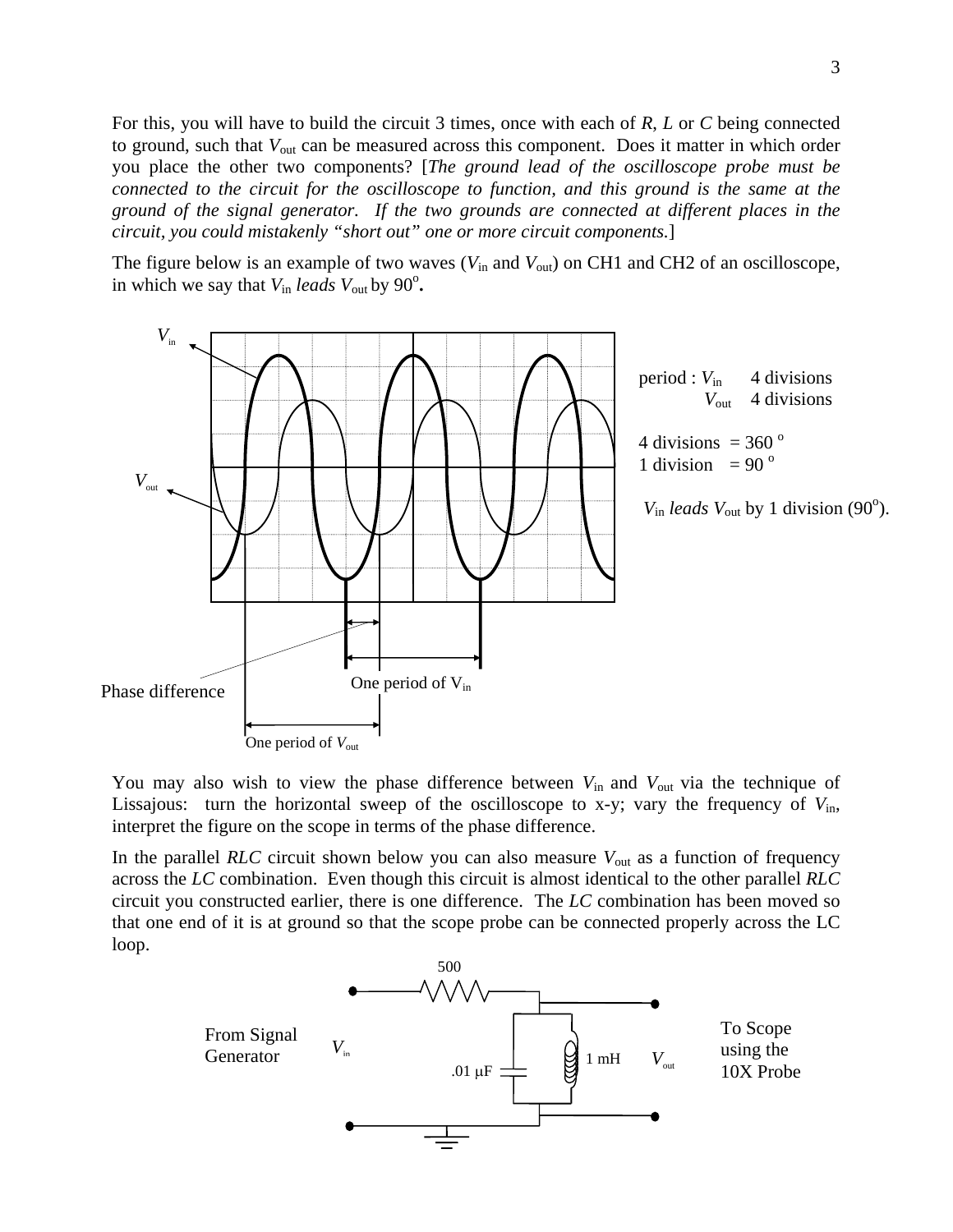For this, you will have to build the circuit 3 times, once with each of $R$, $L$ or $C$ being connected to ground, such that $V_{out}$ can be measured across this component. Does it matter in which order you place the other two components? [*The ground lead of the oscilloscope probe must be connected to the circuit for the oscilloscope to function, and this ground is the same at the ground of the signal generator. If the two grounds are connected at different places in the circuit, you could mistakenly "short out" one or more circuit components.*]

The figure below is an example of two waves ($V_{in}$ and $V_{out}$) on CH1 and CH2 of an oscilloscope, in which we say that $V_{in}$ *leads* $V_{out}$ by 90°**.**

period : $V_{in}$ 4 divisions
$V_{out}$ 4 divisions

4 divisions = 360 °
1 division = 90 °

$V_{in}$ *leads* $V_{out}$ by 1 division (90°).

Phase difference

One period of $V_{in}$

One period of $V_{out}$

You may also wish to view the phase difference between $V_{in}$ and $V_{out}$ via the technique of Lissajous: turn the horizontal sweep of the oscilloscope to x-y; vary the frequency of $V_{in}$, interpret the figure on the scope in terms of the phase difference.

In the parallel *RLC* circuit shown below you can also measure $V_{out}$ as a function of frequency across the *LC* combination. Even though this circuit is almost identical to the other parallel *RLC* circuit you constructed earlier, there is one difference. The *LC* combination has been moved so that one end of it is at ground so that the scope probe can be connected properly across the LC loop.

From Signal Generator $V_{in}$ — 500 — .01 μF — 1 mH — $V_{out}$ — To Scope using the 10X Probe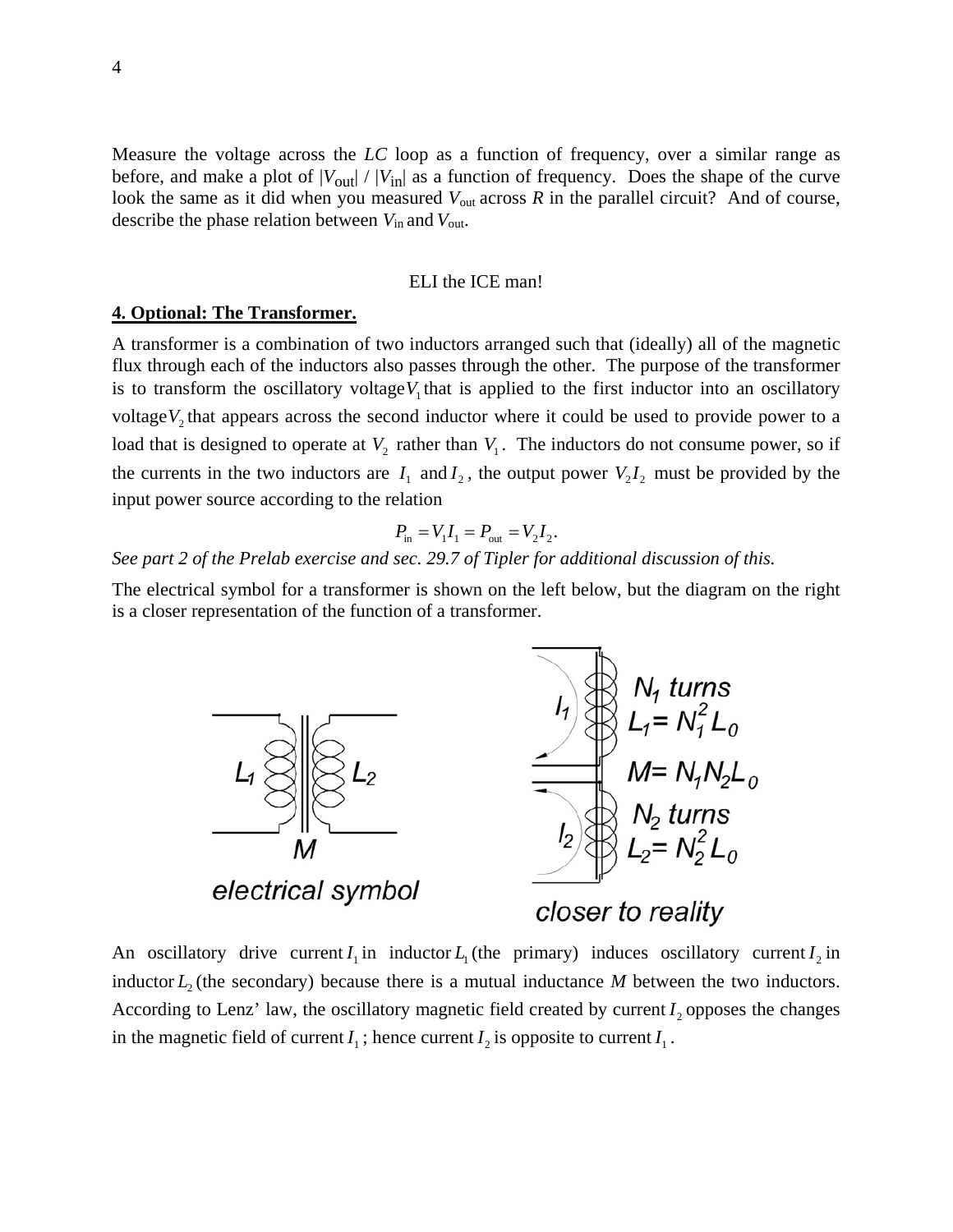Measure the voltage across the *LC* loop as a function of frequency, over a similar range as before, and make a plot of $|V_{\text{out}}| / |V_{\text{in}}|$ as a function of frequency. Does the shape of the curve look the same as it did when you measured $V_{\text{out}}$ across *R* in the parallel circuit? And of course, describe the phase relation between $V_{\text{in}}$ and $V_{\text{out}}$.

ELI the ICE man!

**4. Optional: The Transformer.**

A transformer is a combination of two inductors arranged such that (ideally) all of the magnetic flux through each of the inductors also passes through the other. The purpose of the transformer is to transform the oscillatory voltage $V_1$ that is applied to the first inductor into an oscillatory voltage $V_2$ that appears across the second inductor where it could be used to provide power to a load that is designed to operate at $V_2$ rather than $V_1$. The inductors do not consume power, so if the currents in the two inductors are $I_1$ and $I_2$, the output power $V_2 I_2$ must be provided by the input power source according to the relation

$$P_{\text{in}} = V_1 I_1 = P_{\text{out}} = V_2 I_2.$$

*See part 2 of the Prelab exercise and sec. 29.7 of Tipler for additional discussion of this.*

The electrical symbol for a transformer is shown on the left below, but the diagram on the right is a closer representation of the function of a transformer.

electrical symbol

$N_1$ turns, $L_1 = N_1^2 L_0$

$M = N_1 N_2 L_0$

$N_2$ turns, $L_2 = N_2^2 L_0$

closer to reality

An oscillatory drive current $I_1$ in inductor $L_1$ (the primary) induces oscillatory current $I_2$ in inductor $L_2$ (the secondary) because there is a mutual inductance *M* between the two inductors. According to Lenz' law, the oscillatory magnetic field created by current $I_2$ opposes the changes in the magnetic field of current $I_1$; hence current $I_2$ is opposite to current $I_1$.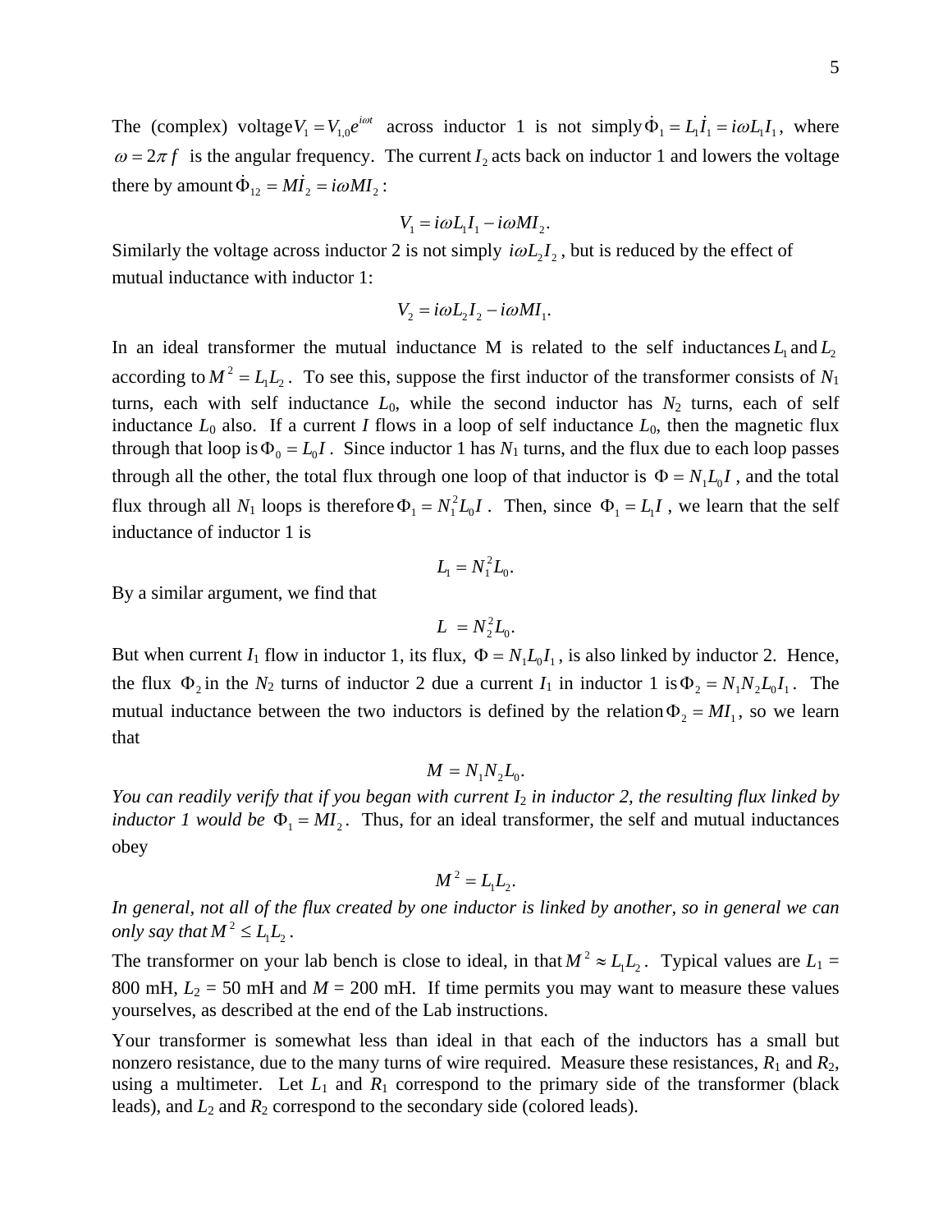The (complex) voltage $V_1 = V_{1,0}e^{i\omega t}$ across inductor 1 is not simply $\dot{\Phi}_1 = L_1\dot{I}_1 = i\omega L_1 I_1$, where $\omega = 2\pi f$ is the angular frequency. The current $I_2$ acts back on inductor 1 and lowers the voltage there by amount $\dot{\Phi}_{12} = M\dot{I}_2 = i\omega M I_2$:

$$V_1 = i\omega L_1 I_1 - i\omega M I_2.$$

Similarly the voltage across inductor 2 is not simply $i\omega L_2 I_2$, but is reduced by the effect of mutual inductance with inductor 1:

$$V_2 = i\omega L_2 I_2 - i\omega M I_1.$$

In an ideal transformer the mutual inductance M is related to the self inductances $L_1$ and $L_2$ according to $M^2 = L_1 L_2$. To see this, suppose the first inductor of the transformer consists of $N_1$ turns, each with self inductance $L_0$, while the second inductor has $N_2$ turns, each of self inductance $L_0$ also. If a current $I$ flows in a loop of self inductance $L_0$, then the magnetic flux through that loop is $\Phi_0 = L_0 I$. Since inductor 1 has $N_1$ turns, and the flux due to each loop passes through all the other, the total flux through one loop of that inductor is $\Phi = N_1 L_0 I$, and the total flux through all $N_1$ loops is therefore $\Phi_1 = N_1^2 L_0 I$. Then, since $\Phi_1 = L_1 I$, we learn that the self inductance of inductor 1 is

$$L_1 = N_1^2 L_0.$$

By a similar argument, we find that

$$L \ = N_2^2 L_0.$$

But when current $I_1$ flow in inductor 1, its flux, $\Phi = N_1 L_0 I_1$, is also linked by inductor 2. Hence, the flux $\Phi_2$ in the $N_2$ turns of inductor 2 due a current $I_1$ in inductor 1 is $\Phi_2 = N_1 N_2 L_0 I_1$. The mutual inductance between the two inductors is defined by the relation $\Phi_2 = M I_1$, so we learn that

$$M = N_1 N_2 L_0.$$

*You can readily verify that if you began with current $I_2$ in inductor 2, the resulting flux linked by inductor 1 would be* $\Phi_1 = M I_2$. Thus, for an ideal transformer, the self and mutual inductances obey

$$M^2 = L_1 L_2.$$

*In general, not all of the flux created by one inductor is linked by another, so in general we can only say that* $M^2 \le L_1 L_2$.

The transformer on your lab bench is close to ideal, in that $M^2 \approx L_1 L_2$. Typical values are $L_1$ = 800 mH, $L_2$ = 50 mH and $M$ = 200 mH. If time permits you may want to measure these values yourselves, as described at the end of the Lab instructions.

Your transformer is somewhat less than ideal in that each of the inductors has a small but nonzero resistance, due to the many turns of wire required. Measure these resistances, $R_1$ and $R_2$, using a multimeter. Let $L_1$ and $R_1$ correspond to the primary side of the transformer (black leads), and $L_2$ and $R_2$ correspond to the secondary side (colored leads).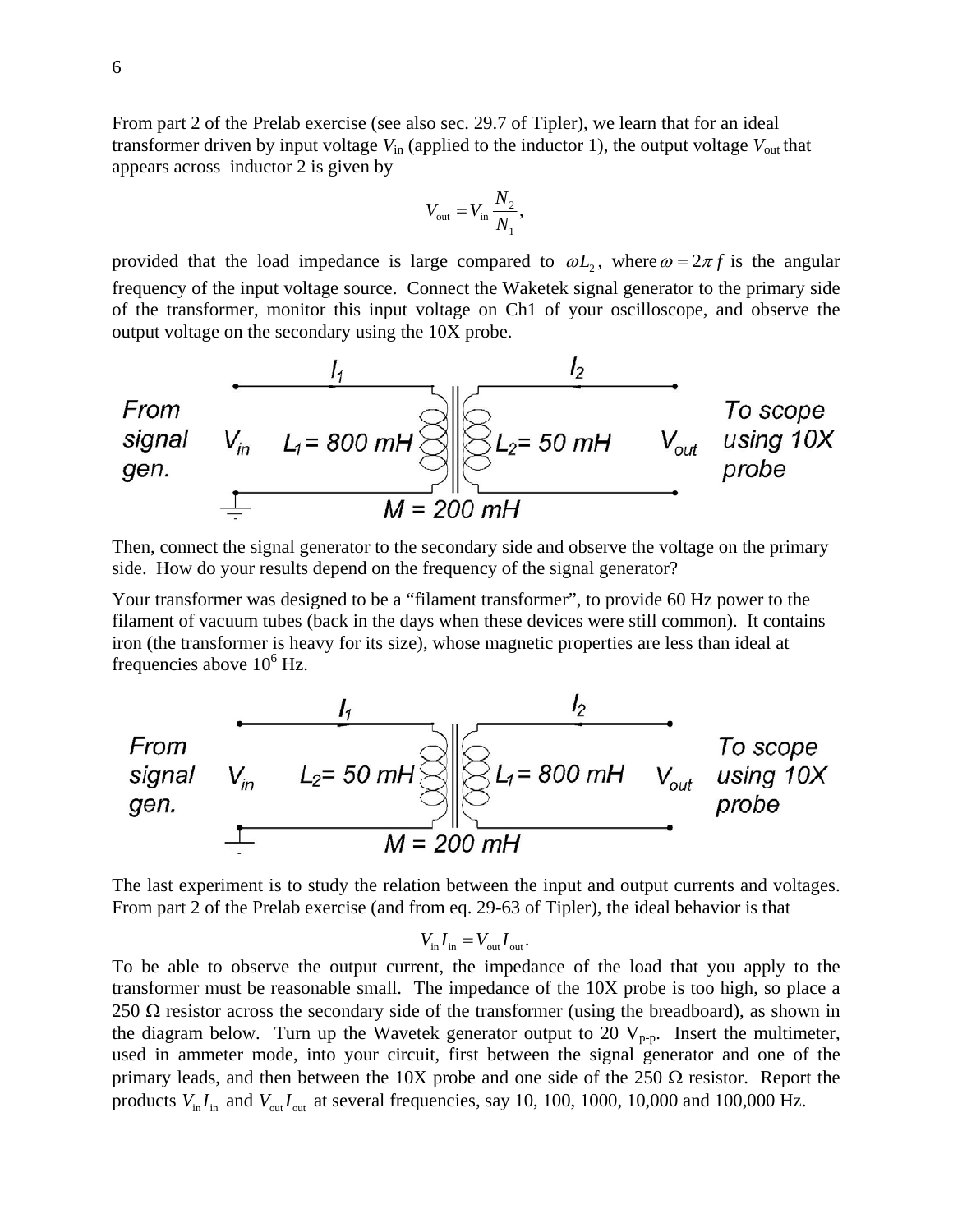From part 2 of the Prelab exercise (see also sec. 29.7 of Tipler), we learn that for an ideal transformer driven by input voltage $V_{\text{in}}$ (applied to the inductor 1), the output voltage $V_{\text{out}}$ that appears across inductor 2 is given by

$$V_{\text{out}} = V_{\text{in}} \frac{N_2}{N_1},$$

provided that the load impedance is large compared to $\omega L_2$, where $\omega = 2\pi f$ is the angular frequency of the input voltage source. Connect the Waketek signal generator to the primary side of the transformer, monitor this input voltage on Ch1 of your oscilloscope, and observe the output voltage on the secondary using the 10X probe.

From signal gen. $V_{in}$ $L_1 = 800$ mH | $L_2 = 50$ mH $V_{out}$ To scope using 10X probe; $I_1$, $I_2$; $M = 200$ mH

Then, connect the signal generator to the secondary side and observe the voltage on the primary side. How do your results depend on the frequency of the signal generator?

Your transformer was designed to be a "filament transformer", to provide 60 Hz power to the filament of vacuum tubes (back in the days when these devices were still common). It contains iron (the transformer is heavy for its size), whose magnetic properties are less than ideal at frequencies above $10^6$ Hz.

From signal gen. $V_{in}$ $L_2 = 50$ mH | $L_1 = 800$ mH $V_{out}$ To scope using 10X probe; $I_1$, $I_2$; $M = 200$ mH

The last experiment is to study the relation between the input and output currents and voltages. From part 2 of the Prelab exercise (and from eq. 29-63 of Tipler), the ideal behavior is that

$$V_{\text{in}} I_{\text{in}} = V_{\text{out}} I_{\text{out}}.$$

To be able to observe the output current, the impedance of the load that you apply to the transformer must be reasonable small. The impedance of the 10X probe is too high, so place a 250 Ω resistor across the secondary side of the transformer (using the breadboard), as shown in the diagram below. Turn up the Wavetek generator output to 20 $V_{p\text{-}p}$. Insert the multimeter, used in ammeter mode, into your circuit, first between the signal generator and one of the primary leads, and then between the 10X probe and one side of the 250 Ω resistor. Report the products $V_{\text{in}} I_{\text{in}}$ and $V_{\text{out}} I_{\text{out}}$ at several frequencies, say 10, 100, 1000, 10,000 and 100,000 Hz.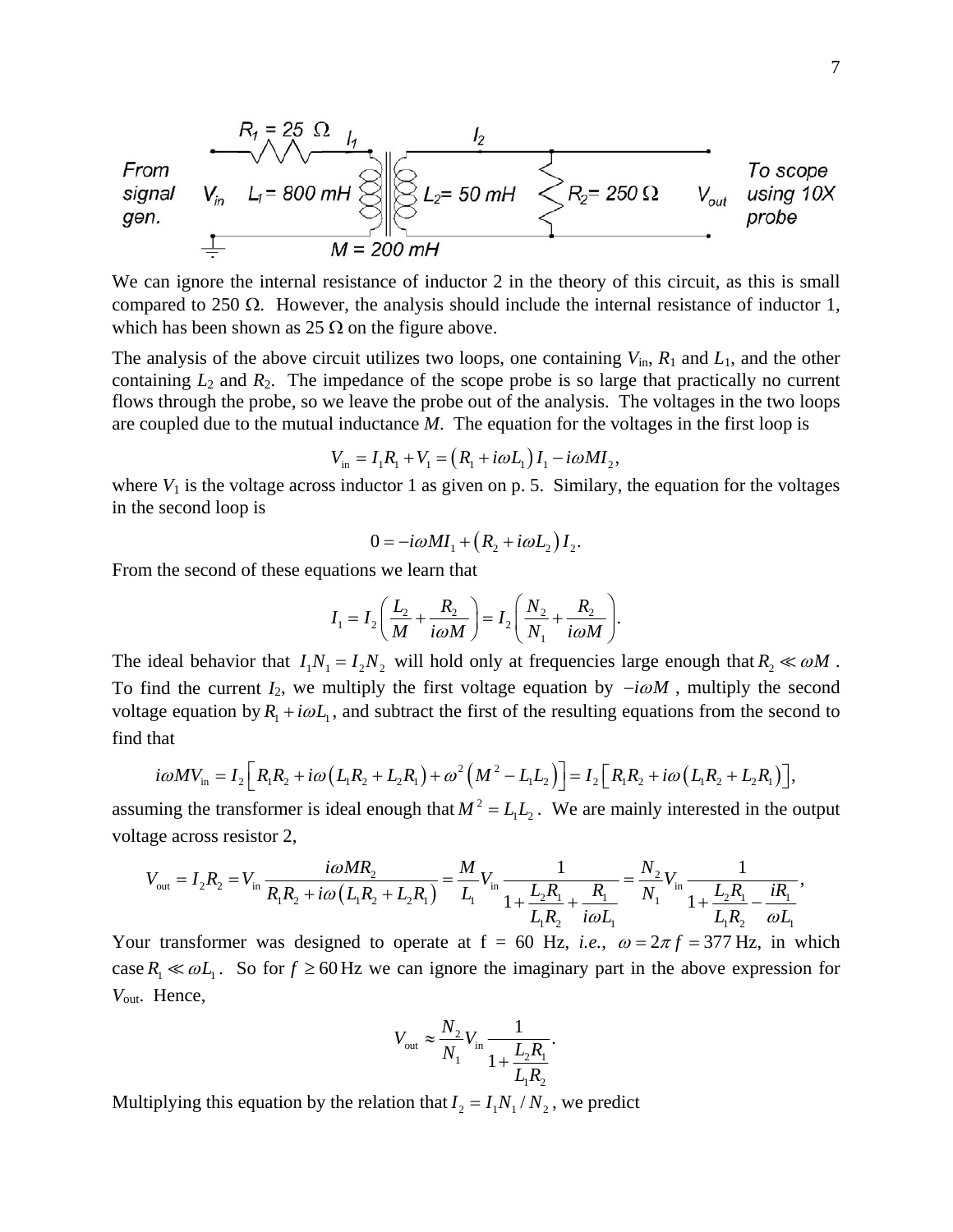From signal gen. $V_{in}$ $R_1 = 25\ \Omega$ $I_1$ $L_1 = 800$ mH $M = 200$ mH $I_2$ $L_2 = 50$ mH $R_2 = 250\ \Omega$ $V_{out}$ To scope using 10X probe

We can ignore the internal resistance of inductor 2 in the theory of this circuit, as this is small compared to 250 Ω. However, the analysis should include the internal resistance of inductor 1, which has been shown as 25 Ω on the figure above.

The analysis of the above circuit utilizes two loops, one containing $V_{\text{in}}$, $R_1$ and $L_1$, and the other containing $L_2$ and $R_2$. The impedance of the scope probe is so large that practically no current flows through the probe, so we leave the probe out of the analysis. The voltages in the two loops are coupled due to the mutual inductance $M$. The equation for the voltages in the first loop is

$$V_{\text{in}} = I_1 R_1 + V_1 = \left(R_1 + i\omega L_1\right) I_1 - i\omega M I_2,$$

where $V_1$ is the voltage across inductor 1 as given on p. 5. Similary, the equation for the voltages in the second loop is

$$0 = -i\omega M I_1 + \left(R_2 + i\omega L_2\right) I_2.$$

From the second of these equations we learn that

$$I_1 = I_2 \left( \frac{L_2}{M} + \frac{R_2}{i\omega M} \right) = I_2 \left( \frac{N_2}{N_1} + \frac{R_2}{i\omega M} \right).$$

The ideal behavior that $I_1 N_1 = I_2 N_2$ will hold only at frequencies large enough that $R_2 \ll \omega M$. To find the current $I_2$, we multiply the first voltage equation by $-i\omega M$, multiply the second voltage equation by $R_1 + i\omega L_1$, and subtract the first of the resulting equations from the second to find that

$$i\omega M V_{\text{in}} = I_2 \left[ R_1 R_2 + i\omega \left( L_1 R_2 + L_2 R_1 \right) + \omega^2 \left( M^2 - L_1 L_2 \right) \right] = I_2 \left[ R_1 R_2 + i\omega \left( L_1 R_2 + L_2 R_1 \right) \right],$$

assuming the transformer is ideal enough that $M^2 = L_1 L_2$. We are mainly interested in the output voltage across resistor 2,

$$V_{\text{out}} = I_2 R_2 = V_{\text{in}} \frac{i\omega M R_2}{R_1 R_2 + i\omega \left( L_1 R_2 + L_2 R_1 \right)} = \frac{M}{L_1} V_{\text{in}} \frac{1}{1 + \frac{L_2 R_1}{L_1 R_2} + \frac{R_1}{i\omega L_1}} = \frac{N_2}{N_1} V_{\text{in}} \frac{1}{1 + \frac{L_2 R_1}{L_1 R_2} - \frac{i R_1}{\omega L_1}},$$

Your transformer was designed to operate at f = 60 Hz, *i.e.*, $\omega = 2\pi f = 377$ Hz, in which case $R_1 \ll \omega L_1$. So for $f \geq 60$ Hz we can ignore the imaginary part in the above expression for $V_{\text{out}}$. Hence,

$$V_{\text{out}} \approx \frac{N_2}{N_1} V_{\text{in}} \frac{1}{1 + \frac{L_2 R_1}{L_1 R_2}}.$$

Multiplying this equation by the relation that $I_2 = I_1 N_1 / N_2$, we predict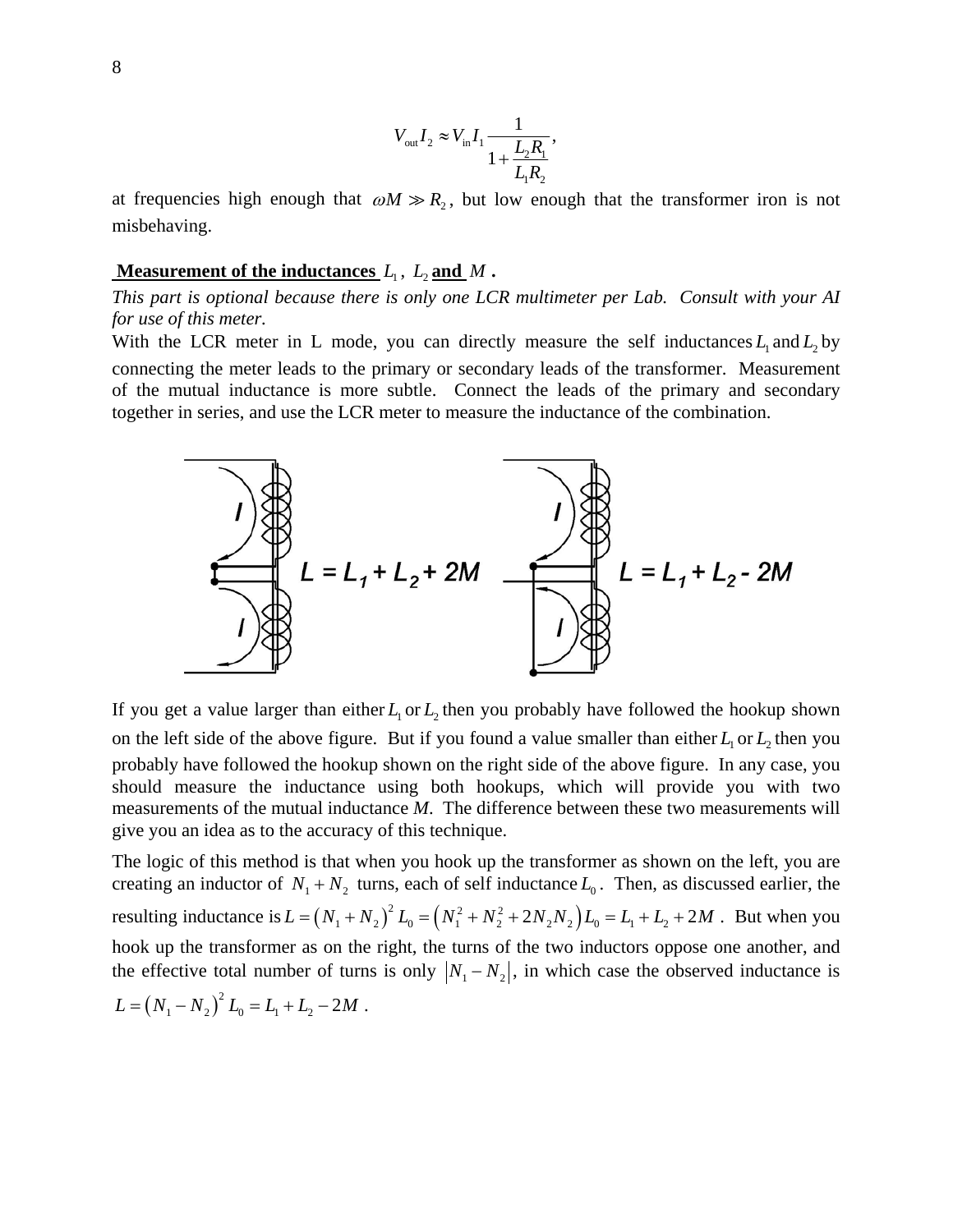$$V_{\text{out}} I_2 \approx V_{\text{in}} I_1 \frac{1}{1 + \frac{L_2 R_1}{L_1 R_2}},$$

at frequencies high enough that $\omega M \gg R_2$, but low enough that the transformer iron is not misbehaving.

**Measurement of the inductances $L_1$, $L_2$ and $M$.**

*This part is optional because there is only one LCR multimeter per Lab. Consult with your AI for use of this meter.*

With the LCR meter in L mode, you can directly measure the self inductances $L_1$ and $L_2$ by connecting the meter leads to the primary or secondary leads of the transformer. Measurement of the mutual inductance is more subtle. Connect the leads of the primary and secondary together in series, and use the LCR meter to measure the inductance of the combination.

$L = L_1 + L_2 + 2M$ $\qquad$ $L = L_1 + L_2 - 2M$

If you get a value larger than either $L_1$ or $L_2$ then you probably have followed the hookup shown on the left side of the above figure. But if you found a value smaller than either $L_1$ or $L_2$ then you probably have followed the hookup shown on the right side of the above figure. In any case, you should measure the inductance using both hookups, which will provide you with two measurements of the mutual inductance *M*. The difference between these two measurements will give you an idea as to the accuracy of this technique.

The logic of this method is that when you hook up the transformer as shown on the left, you are creating an inductor of $N_1 + N_2$ turns, each of self inductance $L_0$. Then, as discussed earlier, the resulting inductance is $L = (N_1 + N_2)^2 L_0 = (N_1^2 + N_2^2 + 2N_2 N_2) L_0 = L_1 + L_2 + 2M$. But when you hook up the transformer as on the right, the turns of the two inductors oppose one another, and the effective total number of turns is only $|N_1 - N_2|$, in which case the observed inductance is $L = (N_1 - N_2)^2 L_0 = L_1 + L_2 - 2M$.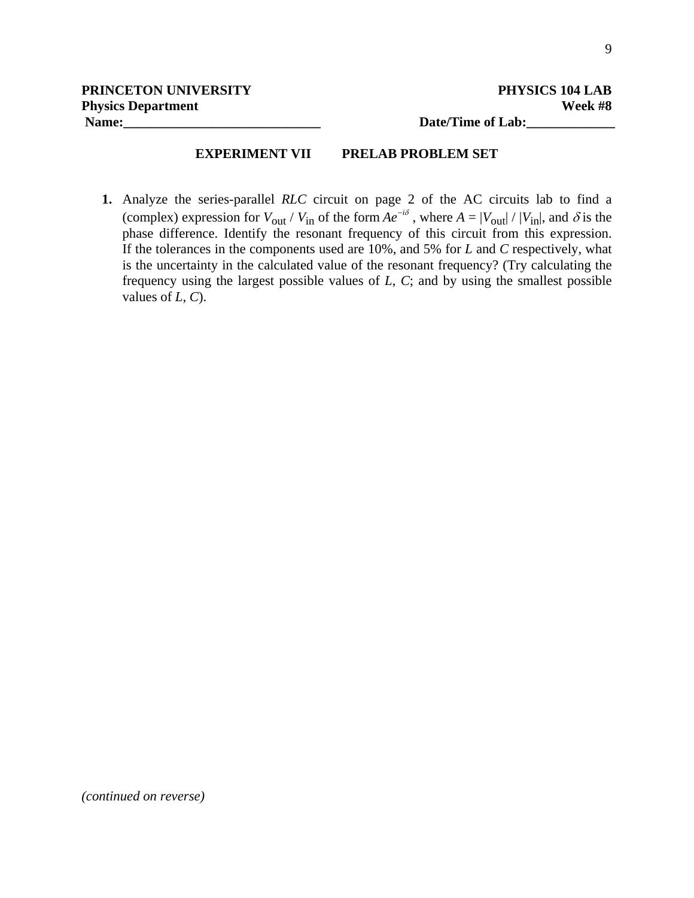**PRINCETON UNIVERSITY** **PHYSICS 104 LAB**
**Physics Department** **Week #8**
**Name:______________________________** **Date/Time of Lab:_____________**

**EXPERIMENT VII PRELAB PROBLEM SET**

1. Analyze the series-parallel *RLC* circuit on page 2 of the AC circuits lab to find a (complex) expression for $V_{\text{out}} / V_{\text{in}}$ of the form $Ae^{-i\delta}$ , where $A = |V_{\text{out}}| / |V_{\text{in}}|$, and $\delta$ is the phase difference. Identify the resonant frequency of this circuit from this expression. If the tolerances in the components used are 10%, and 5% for $L$ and $C$ respectively, what is the uncertainty in the calculated value of the resonant frequency? (Try calculating the frequency using the largest possible values of $L$, $C$; and by using the smallest possible values of $L$, $C$).

*(continued on reverse)*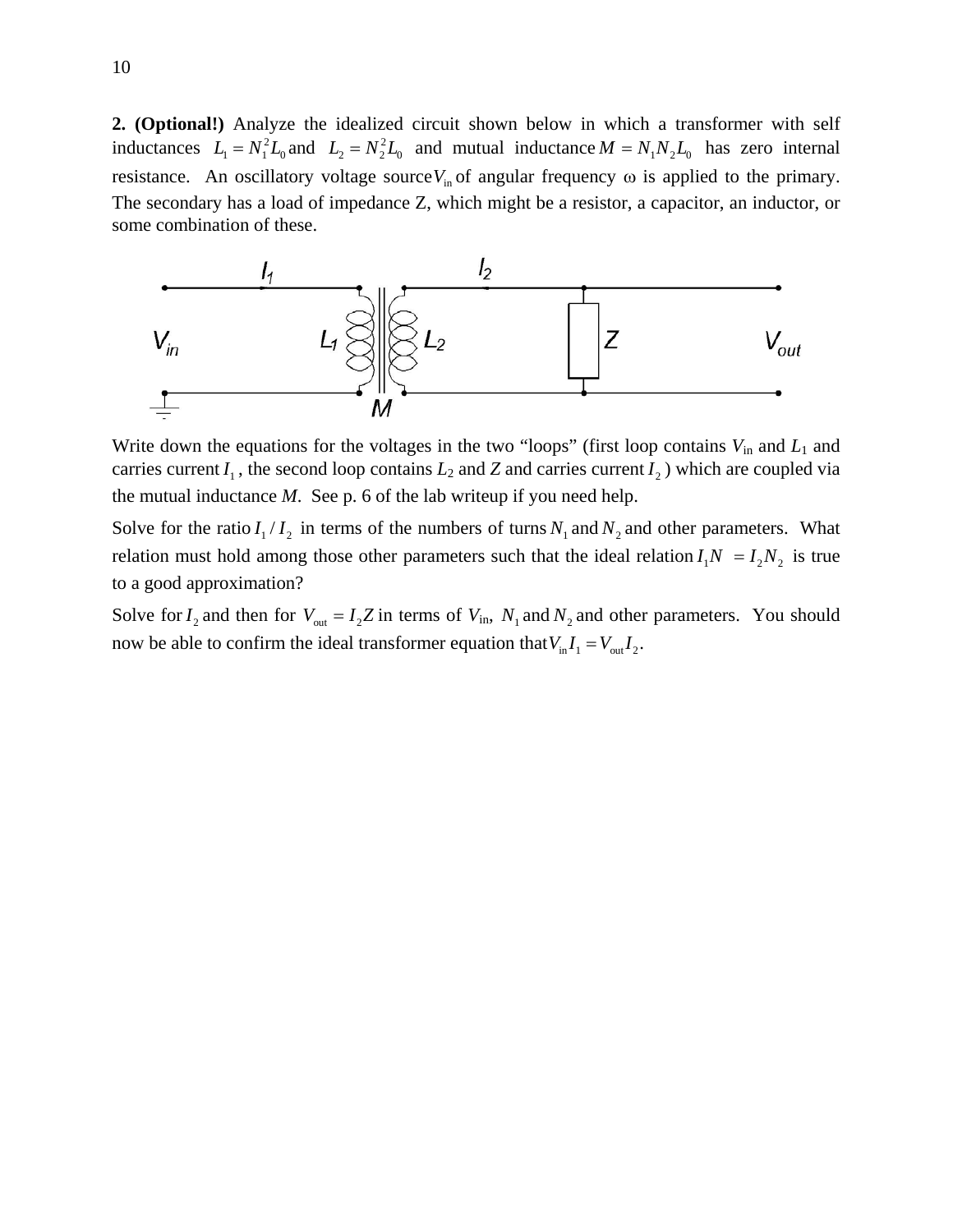**2. (Optional!)** Analyze the idealized circuit shown below in which a transformer with self inductances $L_1 = N_1^2 L_0$ and $L_2 = N_2^2 L_0$ and mutual inductance $M = N_1 N_2 L_0$ has zero internal resistance. An oscillatory voltage source $V_{\text{in}}$ of angular frequency ω is applied to the primary. The secondary has a load of impedance Z, which might be a resistor, a capacitor, an inductor, or some combination of these.

$I_1$

$I_2$

$V_{in}$

$L_1$

$L_2$

$Z$

$V_{out}$

$M$

Write down the equations for the voltages in the two "loops" (first loop contains $V_{\text{in}}$ and $L_1$ and carries current $I_1$, the second loop contains $L_2$ and $Z$ and carries current $I_2$) which are coupled via the mutual inductance $M$. See p. 6 of the lab writeup if you need help.

Solve for the ratio $I_1 / I_2$ in terms of the numbers of turns $N_1$ and $N_2$ and other parameters. What relation must hold among those other parameters such that the ideal relation $I_1 N \;= I_2 N_2$ is true to a good approximation?

Solve for $I_2$ and then for $V_{\text{out}} = I_2 Z$ in terms of $V_{\text{in}}$, $N_1$ and $N_2$ and other parameters. You should now be able to confirm the ideal transformer equation that $V_{\text{in}} I_1 = V_{\text{out}} I_2$.